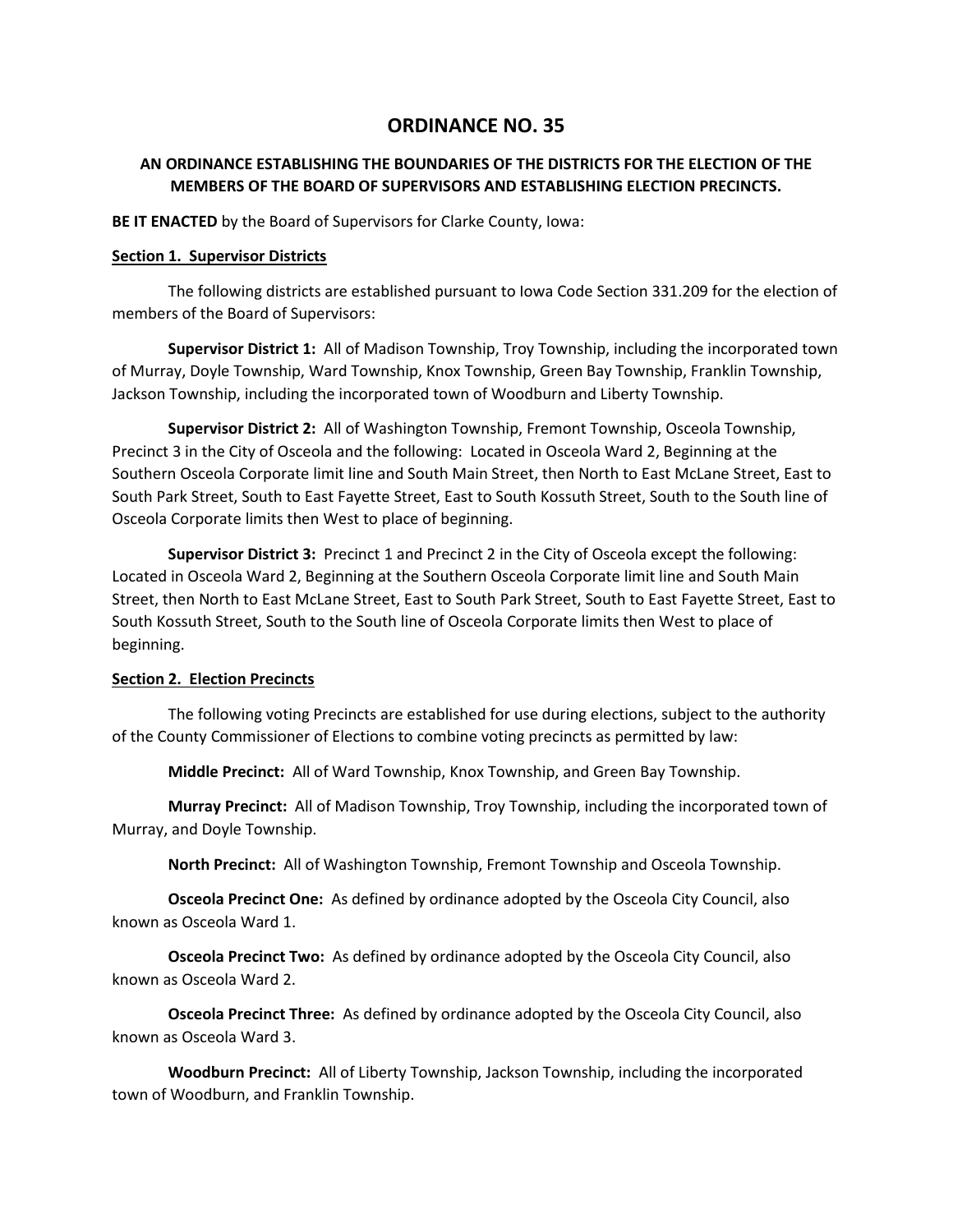# ORDINANCE NO. 35

## AN ORDINANCE ESTABLISHING THE BOUNDARIES OF THE DISTRICTS FOR THE ELECTION OF THE MEMBERS OF THE BOARD OF SUPERVISORS AND ESTABLISHING ELECTION PRECINCTS.

**BE IT ENACTED** by the Board of Supervisors for Clarke County, Iowa:

### Section 1. Supervisor Districts

The following districts are established pursuant to Iowa Code Section 331.209 for the election of members of the Board of Supervisors:

**Supervisor District 1:** All of Madison Township, Troy Township, including the incorporated town of Murray, Doyle Township, Ward Township, Knox Township, Green Bay Township, Franklin Township, Jackson Township, including the incorporated town of Woodburn and Liberty Township.

**Supervisor District 2:** All of Washington Township, Fremont Township, Osceola Township, Precinct 3 in the City of Osceola and the following: Located in Osceola Ward 2, Beginning at the Southern Osceola Corporate limit line and South Main Street, then North to East McLane Street, East to South Park Street, South to East Fayette Street, East to South Kossuth Street, South to the South line of Osceola Corporate limits then West to place of beginning.

**Supervisor District 3:** Precinct 1 and Precinct 2 in the City of Osceola except the following: Located in Osceola Ward 2, Beginning at the Southern Osceola Corporate limit line and South Main Street, then North to East McLane Street, East to South Park Street, South to East Fayette Street, East to South Kossuth Street, South to the South line of Osceola Corporate limits then West to place of beginning.

### Section 2. Election Precincts

The following voting Precincts are established for use during elections, subject to the authority of the County Commissioner of Elections to combine voting precincts as permitted by law:

**Middle Precinct:** All of Ward Township, Knox Township, and Green Bay Township.

**Murray Precinct:** All of Madison Township, Troy Township, including the incorporated town of Murray, and Doyle Township.

**North Precinct:** All of Washington Township, Fremont Township and Osceola Township.

**Osceola Precinct One:** As defined by ordinance adopted by the Osceola City Council, also known as Osceola Ward 1.

**Osceola Precinct Two:** As defined by ordinance adopted by the Osceola City Council, also known as Osceola Ward 2.

**Osceola Precinct Three:** As defined by ordinance adopted by the Osceola City Council, also known as Osceola Ward 3.

**Woodburn Precinct:** All of Liberty Township, Jackson Township, including the incorporated town of Woodburn, and Franklin Township.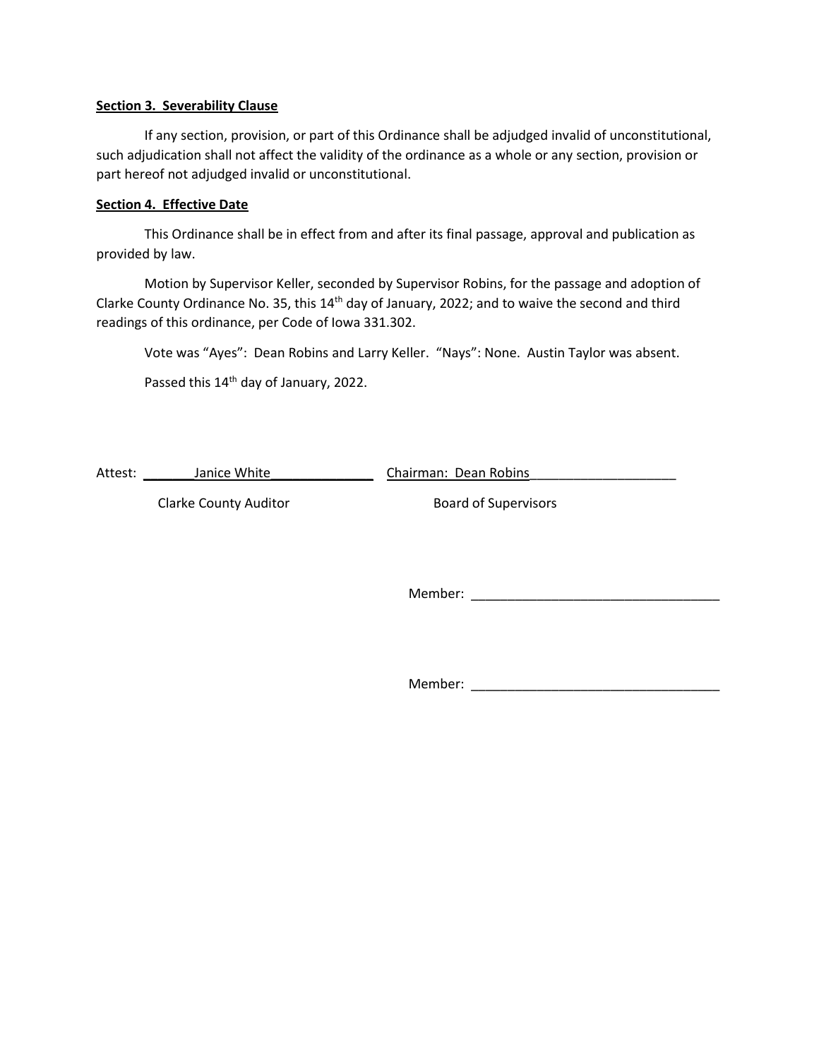**Section 3. Severability Clause**

If any section, provision, or part of this Ordinance shall be adjudged invalid of unconstitutional, such adjudication shall not affect the validity of the ordinance as a whole or any section, provision or part hereof not adjudged invalid or unconstitutional.

**Section 4. Effective Date**

This Ordinance shall be in effect from and after its final passage, approval and publication as provided by law.

Motion by Supervisor Keller, seconded by Supervisor Robins, for the passage and adoption of Clarke County Ordinance No. 35, this 14th day of January, 2022; and to waive the second and third readings of this ordinance, per Code of Iowa 331.302.

Vote was "Ayes": Dean Robins and Larry Keller. "Nays": None. Austin Taylor was absent.

Passed this 14th day of January, 2022.

Attest: Janice White
Clarke County Auditor

Chairman: Dean Robins
Board of Supervisors

Member: ___________________________________

Member: ___________________________________